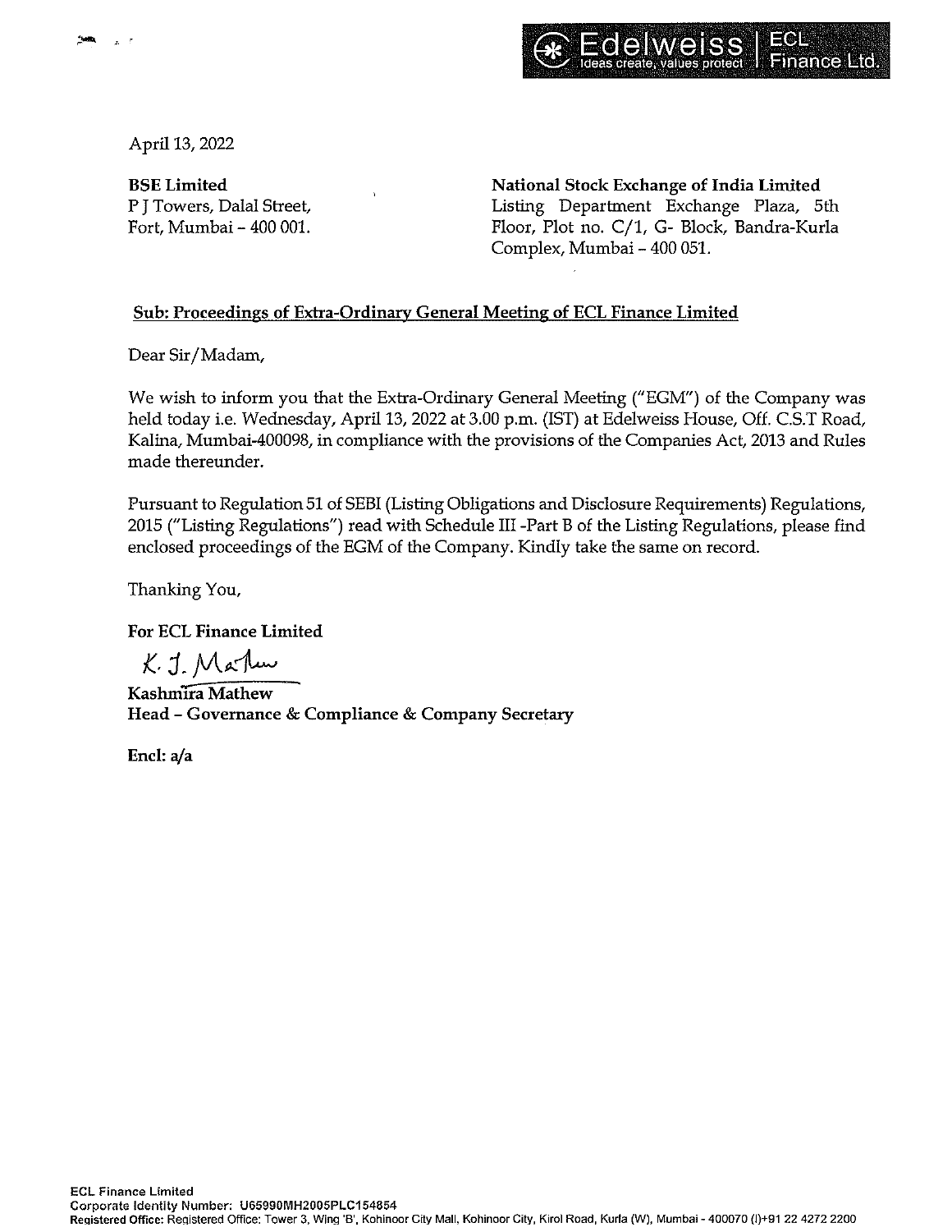April 13, 2022

**BSE Limited**
P J Towers, Dalal Street,
Fort, Mumbai – 400 001.

**National Stock Exchange of India Limited**
Listing Department Exchange Plaza, 5th Floor, Plot no. C/1, G- Block, Bandra-Kurla Complex, Mumbai – 400 051.

**Sub: Proceedings of Extra-Ordinary General Meeting of ECL Finance Limited**

Dear Sir/Madam,

We wish to inform you that the Extra-Ordinary General Meeting ("EGM") of the Company was held today i.e. Wednesday, April 13, 2022 at 3.00 p.m. (IST) at Edelweiss House, Off. C.S.T Road, Kalina, Mumbai-400098, in compliance with the provisions of the Companies Act, 2013 and Rules made thereunder.

Pursuant to Regulation 51 of SEBI (Listing Obligations and Disclosure Requirements) Regulations, 2015 ("Listing Regulations") read with Schedule III -Part B of the Listing Regulations, please find enclosed proceedings of the EGM of the Company. Kindly take the same on record.

Thanking You,

**For ECL Finance Limited**

K. J. Mathew

**Kashmira Mathew**
**Head – Governance & Compliance & Company Secretary**

**Encl: a/a**

**ECL Finance Limited**
**Corporate Identity Number: U65990MH2005PLC154854**
**Registered Office:** Registered Office: Tower 3, Wing 'B', Kohinoor City Mall, Kohinoor City, Kirol Road, Kurla (W), Mumbai - 400070 (I)+91 22 4272 2200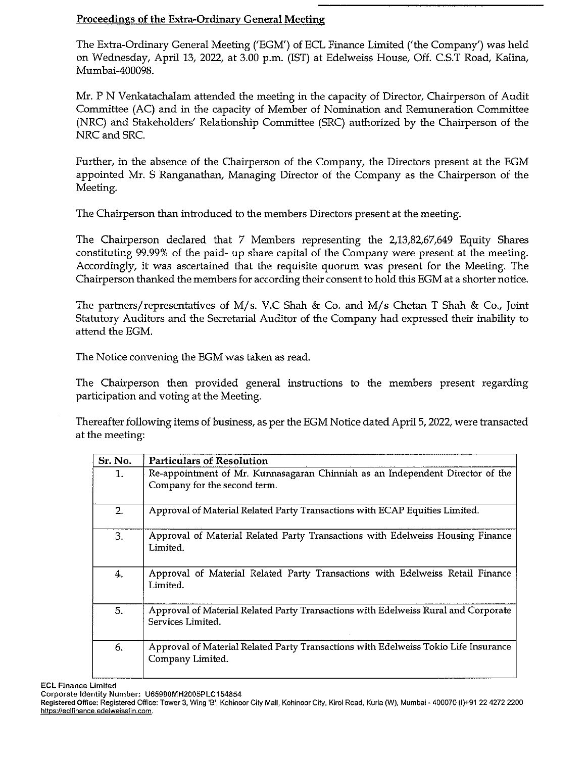**Proceedings of the Extra-Ordinary General Meeting**

The Extra-Ordinary General Meeting ('EGM') of ECL Finance Limited ('the Company') was held on Wednesday, April 13, 2022, at 3.00 p.m. (IST) at Edelweiss House, Off. C.S.T Road, Kalina, Mumbai-400098.

Mr. P N Venkatachalam attended the meeting in the capacity of Director, Chairperson of Audit Committee (AC) and in the capacity of Member of Nomination and Remuneration Committee (NRC) and Stakeholders' Relationship Committee (SRC) authorized by the Chairperson of the NRC and SRC.

Further, in the absence of the Chairperson of the Company, the Directors present at the EGM appointed Mr. S Ranganathan, Managing Director of the Company as the Chairperson of the Meeting.

The Chairperson than introduced to the members Directors present at the meeting.

The Chairperson declared that 7 Members representing the 2,13,82,67,649 Equity Shares constituting 99.99% of the paid- up share capital of the Company were present at the meeting. Accordingly, it was ascertained that the requisite quorum was present for the Meeting. The Chairperson thanked the members for according their consent to hold this EGM at a shorter notice.

The partners/representatives of M/s. V.C Shah & Co. and M/s Chetan T Shah & Co., Joint Statutory Auditors and the Secretarial Auditor of the Company had expressed their inability to attend the EGM.

The Notice convening the EGM was taken as read.

The Chairperson then provided general instructions to the members present regarding participation and voting at the Meeting.

Thereafter following items of business, as per the EGM Notice dated April 5, 2022, were transacted at the meeting:

| Sr. No. | Particulars of Resolution |
|---|---|
| 1. | Re-appointment of Mr. Kunnasagaran Chinniah as an Independent Director of the Company for the second term. |
| 2. | Approval of Material Related Party Transactions with ECAP Equities Limited. |
| 3. | Approval of Material Related Party Transactions with Edelweiss Housing Finance Limited. |
| 4. | Approval of Material Related Party Transactions with Edelweiss Retail Finance Limited. |
| 5. | Approval of Material Related Party Transactions with Edelweiss Rural and Corporate Services Limited. |
| 6. | Approval of Material Related Party Transactions with Edelweiss Tokio Life Insurance Company Limited. |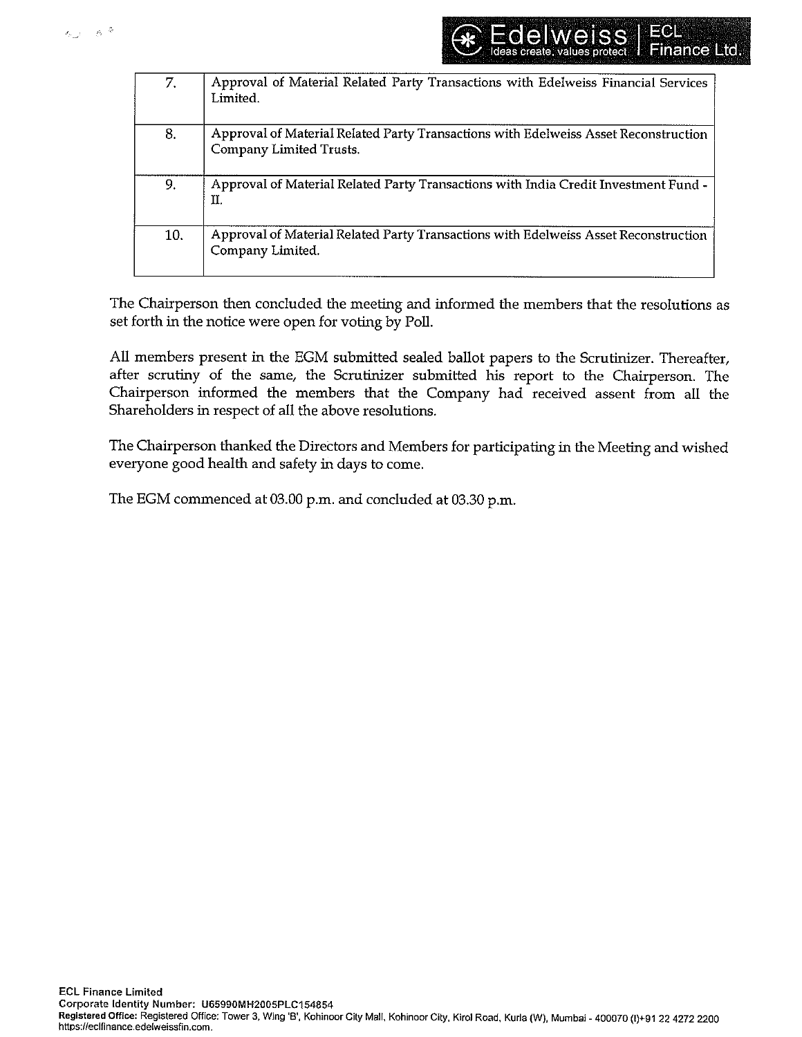| | |
|---|---|
| 7. | Approval of Material Related Party Transactions with Edelweiss Financial Services Limited. |
| 8. | Approval of Material Related Party Transactions with Edelweiss Asset Reconstruction Company Limited Trusts. |
| 9. | Approval of Material Related Party Transactions with India Credit Investment Fund - II. |
| 10. | Approval of Material Related Party Transactions with Edelweiss Asset Reconstruction Company Limited. |

The Chairperson then concluded the meeting and informed the members that the resolutions as set forth in the notice were open for voting by Poll.

All members present in the EGM submitted sealed ballot papers to the Scrutinizer. Thereafter, after scrutiny of the same, the Scrutinizer submitted his report to the Chairperson. The Chairperson informed the members that the Company had received assent from all the Shareholders in respect of all the above resolutions.

The Chairperson thanked the Directors and Members for participating in the Meeting and wished everyone good health and safety in days to come.

The EGM commenced at 03.00 p.m. and concluded at 03.30 p.m.